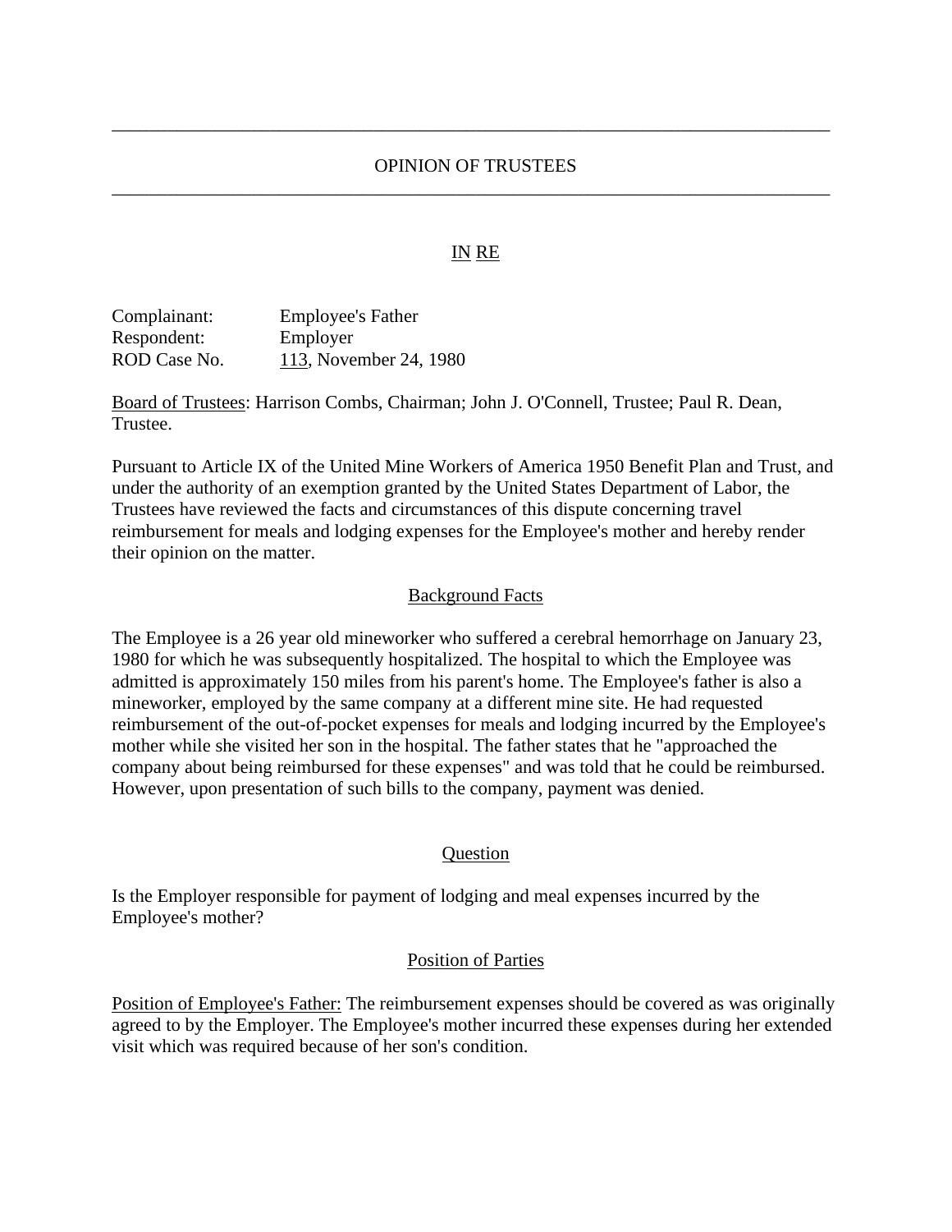---

OPINION OF TRUSTEES

---

IN RE

Complainant: Employee's Father
Respondent: Employer
ROD Case No. 113, November 24, 1980

Board of Trustees: Harrison Combs, Chairman; John J. O'Connell, Trustee; Paul R. Dean, Trustee.

Pursuant to Article IX of the United Mine Workers of America 1950 Benefit Plan and Trust, and under the authority of an exemption granted by the United States Department of Labor, the Trustees have reviewed the facts and circumstances of this dispute concerning travel reimbursement for meals and lodging expenses for the Employee's mother and hereby render their opinion on the matter.

## Background Facts

The Employee is a 26 year old mineworker who suffered a cerebral hemorrhage on January 23, 1980 for which he was subsequently hospitalized. The hospital to which the Employee was admitted is approximately 150 miles from his parent's home. The Employee's father is also a mineworker, employed by the same company at a different mine site. He had requested reimbursement of the out-of-pocket expenses for meals and lodging incurred by the Employee's mother while she visited her son in the hospital. The father states that he "approached the company about being reimbursed for these expenses" and was told that he could be reimbursed. However, upon presentation of such bills to the company, payment was denied.

## Question

Is the Employer responsible for payment of lodging and meal expenses incurred by the Employee's mother?

## Position of Parties

Position of Employee's Father: The reimbursement expenses should be covered as was originally agreed to by the Employer. The Employee's mother incurred these expenses during her extended visit which was required because of her son's condition.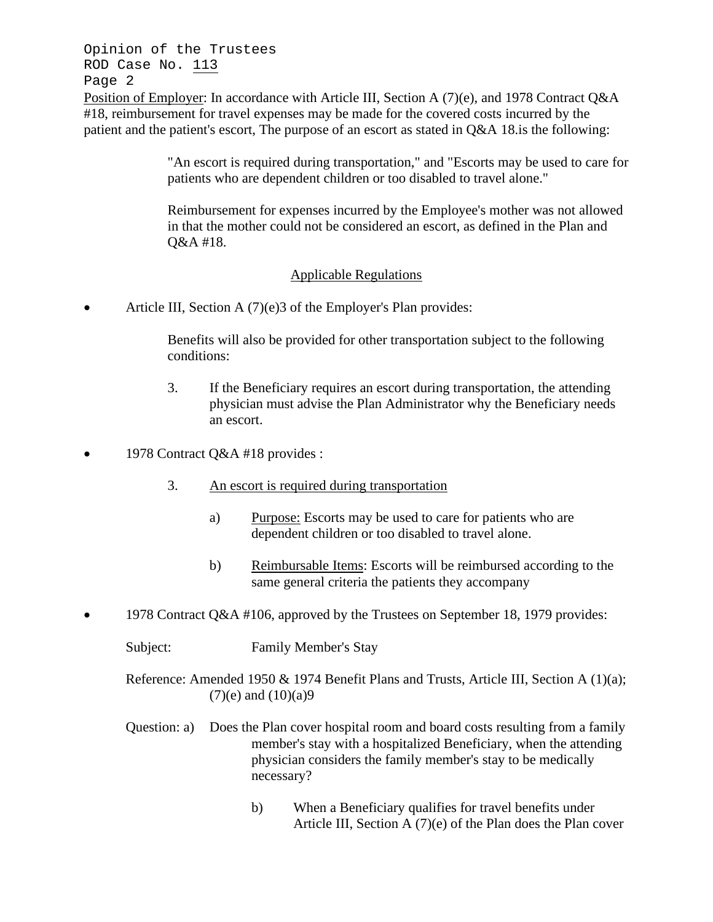Position of Employer: In accordance with Article III, Section A (7)(e), and 1978 Contract Q&A #18, reimbursement for travel expenses may be made for the covered costs incurred by the patient and the patient's escort, The purpose of an escort as stated in Q&A 18.is the following:

> "An escort is required during transportation," and "Escorts may be used to care for patients who are dependent children or too disabled to travel alone."
>
> Reimbursement for expenses incurred by the Employee's mother was not allowed in that the mother could not be considered an escort, as defined in the Plan and Q&A #18.

## Applicable Regulations

- Article III, Section A (7)(e)3 of the Employer's Plan provides:

  Benefits will also be provided for other transportation subject to the following conditions:

  3. If the Beneficiary requires an escort during transportation, the attending physician must advise the Plan Administrator why the Beneficiary needs an escort.

- 1978 Contract Q&A #18 provides :

  3. An escort is required during transportation

     a) Purpose: Escorts may be used to care for patients who are dependent children or too disabled to travel alone.

     b) Reimbursable Items: Escorts will be reimbursed according to the same general criteria the patients they accompany

- 1978 Contract Q&A #106, approved by the Trustees on September 18, 1979 provides:

  Subject: Family Member's Stay

  Reference: Amended 1950 & 1974 Benefit Plans and Trusts, Article III, Section A (1)(a); (7)(e) and (10)(a)9

  Question: a) Does the Plan cover hospital room and board costs resulting from a family member's stay with a hospitalized Beneficiary, when the attending physician considers the family member's stay to be medically necessary?

  b) When a Beneficiary qualifies for travel benefits under Article III, Section A (7)(e) of the Plan does the Plan cover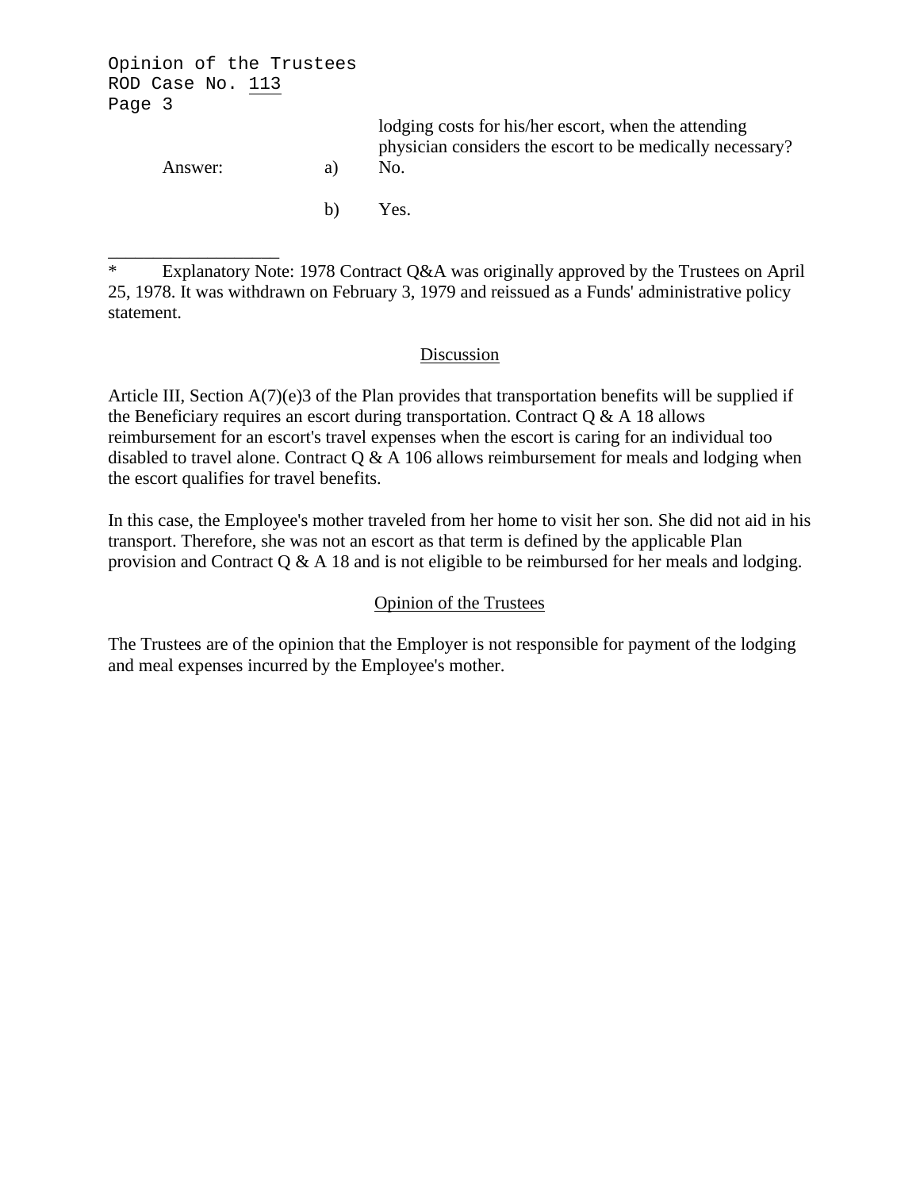lodging costs for his/her escort, when the attending physician considers the escort to be medically necessary?

Answer: a) No.

b) Yes.

---

* Explanatory Note: 1978 Contract Q&A was originally approved by the Trustees on April 25, 1978. It was withdrawn on February 3, 1979 and reissued as a Funds' administrative policy statement.

## Discussion

Article III, Section A(7)(e)3 of the Plan provides that transportation benefits will be supplied if the Beneficiary requires an escort during transportation. Contract Q & A 18 allows reimbursement for an escort's travel expenses when the escort is caring for an individual too disabled to travel alone. Contract Q & A 106 allows reimbursement for meals and lodging when the escort qualifies for travel benefits.

In this case, the Employee's mother traveled from her home to visit her son. She did not aid in his transport. Therefore, she was not an escort as that term is defined by the applicable Plan provision and Contract Q & A 18 and is not eligible to be reimbursed for her meals and lodging.

## Opinion of the Trustees

The Trustees are of the opinion that the Employer is not responsible for payment of the lodging and meal expenses incurred by the Employee's mother.